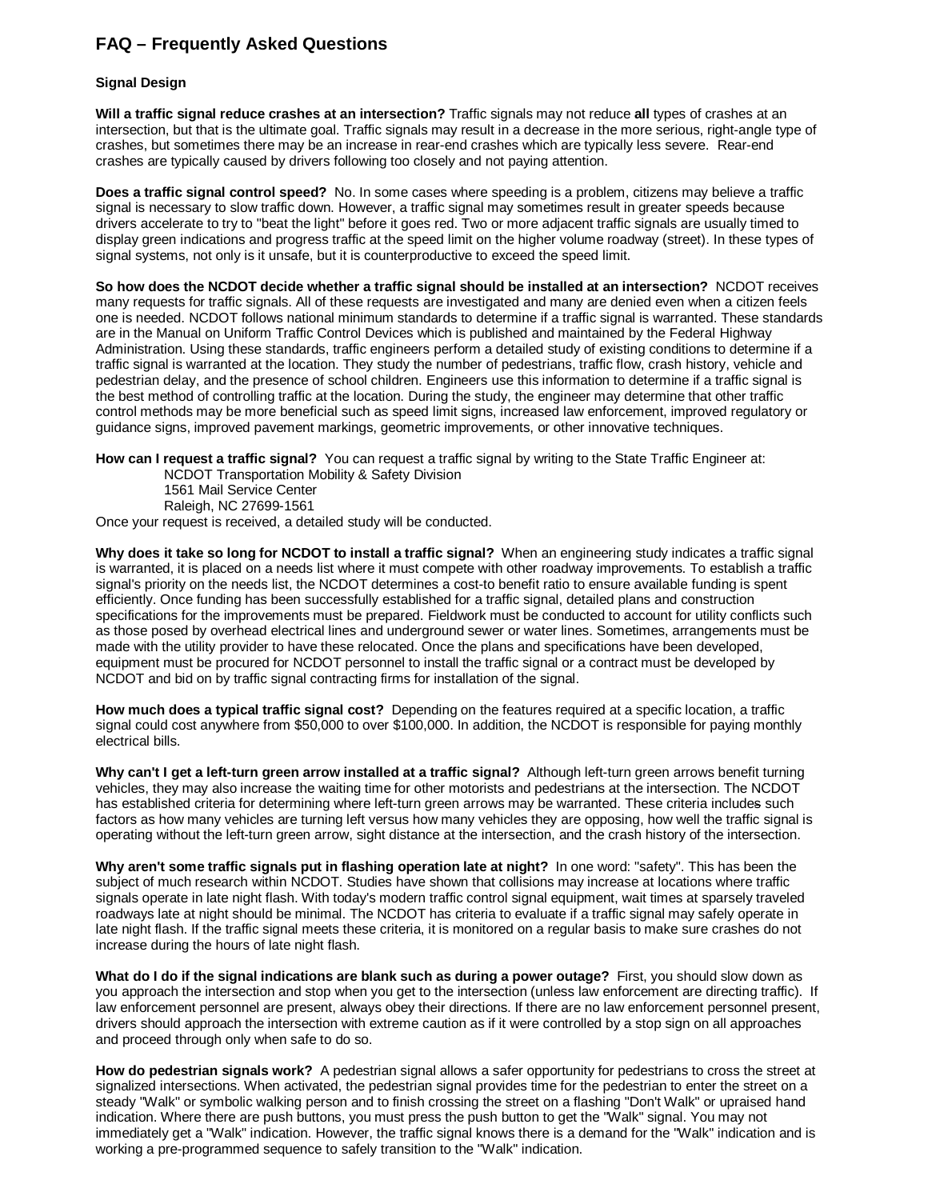# FAQ – Frequently Asked Questions

### Signal Design

**Will a traffic signal reduce crashes at an intersection?** Traffic signals may not reduce **all** types of crashes at an intersection, but that is the ultimate goal. Traffic signals may result in a decrease in the more serious, right-angle type of crashes, but sometimes there may be an increase in rear-end crashes which are typically less severe. Rear-end crashes are typically caused by drivers following too closely and not paying attention.

**Does a traffic signal control speed?** No. In some cases where speeding is a problem, citizens may believe a traffic signal is necessary to slow traffic down. However, a traffic signal may sometimes result in greater speeds because drivers accelerate to try to "beat the light" before it goes red. Two or more adjacent traffic signals are usually timed to display green indications and progress traffic at the speed limit on the higher volume roadway (street). In these types of signal systems, not only is it unsafe, but it is counterproductive to exceed the speed limit.

**So how does the NCDOT decide whether a traffic signal should be installed at an intersection?** NCDOT receives many requests for traffic signals. All of these requests are investigated and many are denied even when a citizen feels one is needed. NCDOT follows national minimum standards to determine if a traffic signal is warranted. These standards are in the Manual on Uniform Traffic Control Devices which is published and maintained by the Federal Highway Administration. Using these standards, traffic engineers perform a detailed study of existing conditions to determine if a traffic signal is warranted at the location. They study the number of pedestrians, traffic flow, crash history, vehicle and pedestrian delay, and the presence of school children. Engineers use this information to determine if a traffic signal is the best method of controlling traffic at the location. During the study, the engineer may determine that other traffic control methods may be more beneficial such as speed limit signs, increased law enforcement, improved regulatory or guidance signs, improved pavement markings, geometric improvements, or other innovative techniques.

**How can I request a traffic signal?** You can request a traffic signal by writing to the State Traffic Engineer at:

NCDOT Transportation Mobility & Safety Division
1561 Mail Service Center
Raleigh, NC 27699-1561

Once your request is received, a detailed study will be conducted.

**Why does it take so long for NCDOT to install a traffic signal?** When an engineering study indicates a traffic signal is warranted, it is placed on a needs list where it must compete with other roadway improvements. To establish a traffic signal's priority on the needs list, the NCDOT determines a cost-to benefit ratio to ensure available funding is spent efficiently. Once funding has been successfully established for a traffic signal, detailed plans and construction specifications for the improvements must be prepared. Fieldwork must be conducted to account for utility conflicts such as those posed by overhead electrical lines and underground sewer or water lines. Sometimes, arrangements must be made with the utility provider to have these relocated. Once the plans and specifications have been developed, equipment must be procured for NCDOT personnel to install the traffic signal or a contract must be developed by NCDOT and bid on by traffic signal contracting firms for installation of the signal.

**How much does a typical traffic signal cost?** Depending on the features required at a specific location, a traffic signal could cost anywhere from $50,000 to over $100,000. In addition, the NCDOT is responsible for paying monthly electrical bills.

**Why can't I get a left-turn green arrow installed at a traffic signal?** Although left-turn green arrows benefit turning vehicles, they may also increase the waiting time for other motorists and pedestrians at the intersection. The NCDOT has established criteria for determining where left-turn green arrows may be warranted. These criteria includes such factors as how many vehicles are turning left versus how many vehicles they are opposing, how well the traffic signal is operating without the left-turn green arrow, sight distance at the intersection, and the crash history of the intersection.

**Why aren't some traffic signals put in flashing operation late at night?** In one word: "safety". This has been the subject of much research within NCDOT. Studies have shown that collisions may increase at locations where traffic signals operate in late night flash. With today's modern traffic control signal equipment, wait times at sparsely traveled roadways late at night should be minimal. The NCDOT has criteria to evaluate if a traffic signal may safely operate in late night flash. If the traffic signal meets these criteria, it is monitored on a regular basis to make sure crashes do not increase during the hours of late night flash.

**What do I do if the signal indications are blank such as during a power outage?** First, you should slow down as you approach the intersection and stop when you get to the intersection (unless law enforcement are directing traffic). If law enforcement personnel are present, always obey their directions. If there are no law enforcement personnel present, drivers should approach the intersection with extreme caution as if it were controlled by a stop sign on all approaches and proceed through only when safe to do so.

**How do pedestrian signals work?** A pedestrian signal allows a safer opportunity for pedestrians to cross the street at signalized intersections. When activated, the pedestrian signal provides time for the pedestrian to enter the street on a steady "Walk" or symbolic walking person and to finish crossing the street on a flashing "Don't Walk" or upraised hand indication. Where there are push buttons, you must press the push button to get the "Walk" signal. You may not immediately get a "Walk" indication. However, the traffic signal knows there is a demand for the "Walk" indication and is working a pre-programmed sequence to safely transition to the "Walk" indication.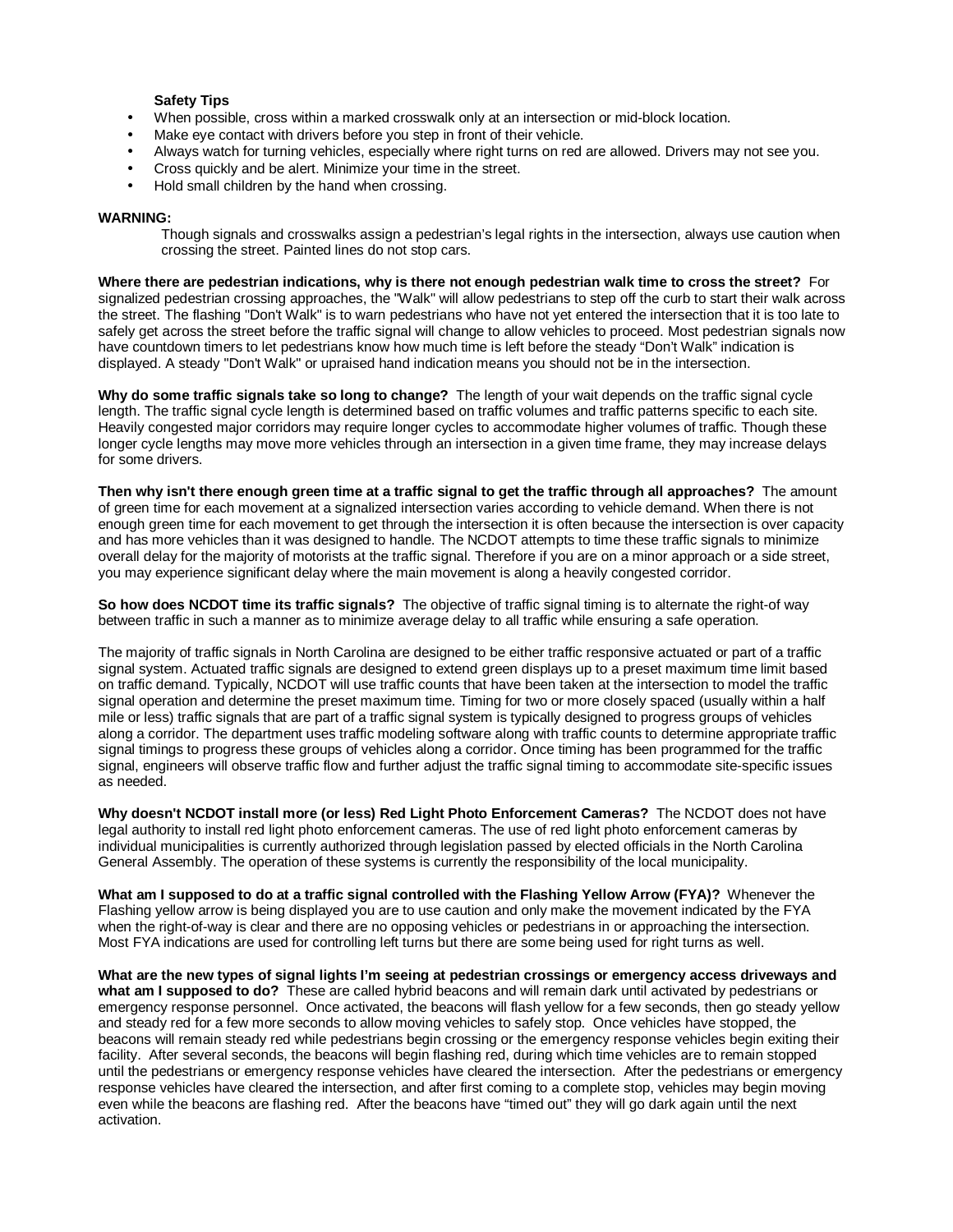**Safety Tips**

- When possible, cross within a marked crosswalk only at an intersection or mid-block location.
- Make eye contact with drivers before you step in front of their vehicle.
- Always watch for turning vehicles, especially where right turns on red are allowed. Drivers may not see you.
- Cross quickly and be alert. Minimize your time in the street.
- Hold small children by the hand when crossing.

**WARNING:**

Though signals and crosswalks assign a pedestrian's legal rights in the intersection, always use caution when crossing the street. Painted lines do not stop cars.

**Where there are pedestrian indications, why is there not enough pedestrian walk time to cross the street?** For signalized pedestrian crossing approaches, the "Walk" will allow pedestrians to step off the curb to start their walk across the street. The flashing "Don't Walk" is to warn pedestrians who have not yet entered the intersection that it is too late to safely get across the street before the traffic signal will change to allow vehicles to proceed. Most pedestrian signals now have countdown timers to let pedestrians know how much time is left before the steady "Don't Walk" indication is displayed. A steady "Don't Walk" or upraised hand indication means you should not be in the intersection.

**Why do some traffic signals take so long to change?** The length of your wait depends on the traffic signal cycle length. The traffic signal cycle length is determined based on traffic volumes and traffic patterns specific to each site. Heavily congested major corridors may require longer cycles to accommodate higher volumes of traffic. Though these longer cycle lengths may move more vehicles through an intersection in a given time frame, they may increase delays for some drivers.

**Then why isn't there enough green time at a traffic signal to get the traffic through all approaches?** The amount of green time for each movement at a signalized intersection varies according to vehicle demand. When there is not enough green time for each movement to get through the intersection it is often because the intersection is over capacity and has more vehicles than it was designed to handle. The NCDOT attempts to time these traffic signals to minimize overall delay for the majority of motorists at the traffic signal. Therefore if you are on a minor approach or a side street, you may experience significant delay where the main movement is along a heavily congested corridor.

**So how does NCDOT time its traffic signals?** The objective of traffic signal timing is to alternate the right-of way between traffic in such a manner as to minimize average delay to all traffic while ensuring a safe operation.

The majority of traffic signals in North Carolina are designed to be either traffic responsive actuated or part of a traffic signal system. Actuated traffic signals are designed to extend green displays up to a preset maximum time limit based on traffic demand. Typically, NCDOT will use traffic counts that have been taken at the intersection to model the traffic signal operation and determine the preset maximum time. Timing for two or more closely spaced (usually within a half mile or less) traffic signals that are part of a traffic signal system is typically designed to progress groups of vehicles along a corridor. The department uses traffic modeling software along with traffic counts to determine appropriate traffic signal timings to progress these groups of vehicles along a corridor. Once timing has been programmed for the traffic signal, engineers will observe traffic flow and further adjust the traffic signal timing to accommodate site-specific issues as needed.

**Why doesn't NCDOT install more (or less) Red Light Photo Enforcement Cameras?** The NCDOT does not have legal authority to install red light photo enforcement cameras. The use of red light photo enforcement cameras by individual municipalities is currently authorized through legislation passed by elected officials in the North Carolina General Assembly. The operation of these systems is currently the responsibility of the local municipality.

**What am I supposed to do at a traffic signal controlled with the Flashing Yellow Arrow (FYA)?** Whenever the Flashing yellow arrow is being displayed you are to use caution and only make the movement indicated by the FYA when the right-of-way is clear and there are no opposing vehicles or pedestrians in or approaching the intersection. Most FYA indications are used for controlling left turns but there are some being used for right turns as well.

**What are the new types of signal lights I'm seeing at pedestrian crossings or emergency access driveways and what am I supposed to do?** These are called hybrid beacons and will remain dark until activated by pedestrians or emergency response personnel. Once activated, the beacons will flash yellow for a few seconds, then go steady yellow and steady red for a few more seconds to allow moving vehicles to safely stop. Once vehicles have stopped, the beacons will remain steady red while pedestrians begin crossing or the emergency response vehicles begin exiting their facility. After several seconds, the beacons will begin flashing red, during which time vehicles are to remain stopped until the pedestrians or emergency response vehicles have cleared the intersection. After the pedestrians or emergency response vehicles have cleared the intersection, and after first coming to a complete stop, vehicles may begin moving even while the beacons are flashing red. After the beacons have "timed out" they will go dark again until the next activation.